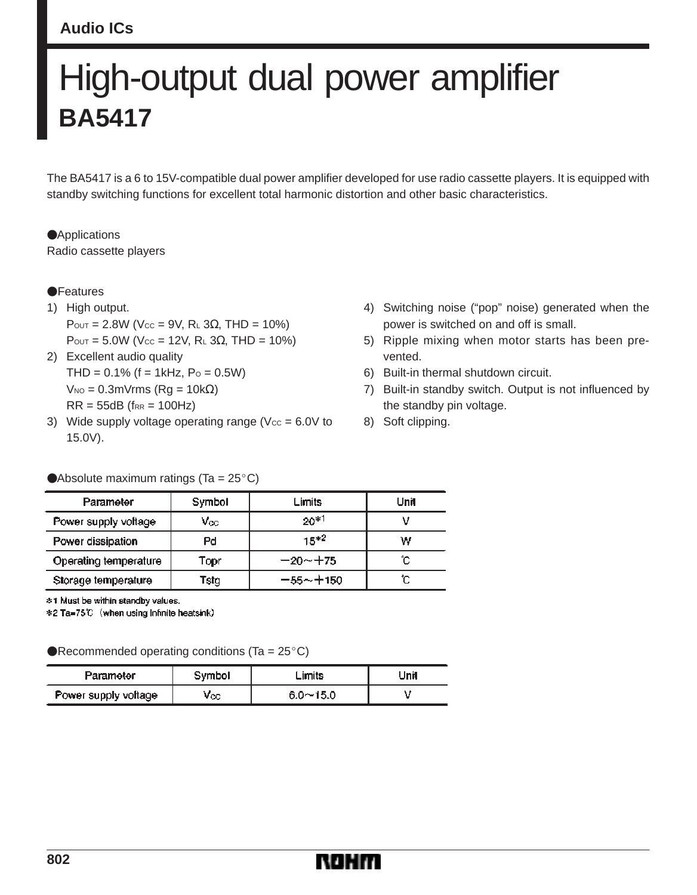Audio ICs

# High-output dual power amplifier
## BA5417

The BA5417 is a 6 to 15V-compatible dual power amplifier developed for use radio cassette players. It is equipped with standby switching functions for excellent total harmonic distortion and other basic characteristics.

### ●Applications
Radio cassette players

### ●Features
1) High output.
   $P_{OUT}$ = 2.8W ($V_{CC}$ = 9V, $R_L$ 3Ω, THD = 10%)
   $P_{OUT}$ = 5.0W ($V_{CC}$ = 12V, $R_L$ 3Ω, THD = 10%)
2) Excellent audio quality
   THD = 0.1% (f = 1kHz, $P_O$ = 0.5W)
   $V_{NO}$ = 0.3mVrms (Rg = 10kΩ)
   RR = 55dB ($f_{RR}$ = 100Hz)
3) Wide supply voltage operating range ($V_{CC}$ = 6.0V to 15.0V).
4) Switching noise ("pop" noise) generated when the power is switched on and off is small.
5) Ripple mixing when motor starts has been prevented.
6) Built-in thermal shutdown circuit.
7) Built-in standby switch. Output is not influenced by the standby pin voltage.
8) Soft clipping.

### ●Absolute maximum ratings (Ta = 25°C)

| Parameter | Symbol | Limits | Unit |
|---|---|---|---|
| Power supply voltage | $V_{CC}$ | 20*1 | V |
| Power dissipation | Pd | 15*2 | W |
| Operating temperature | Topr | −20~+75 | ℃ |
| Storage temperature | Tstg | −55~+150 | ℃ |

*1 Must be within standby values.
*2 Ta=75℃ (when using infinite heatsink)

### ●Recommended operating conditions (Ta = 25°C)

| Parameter | Symbol | Limits | Unit |
|---|---|---|---|
| Power supply voltage | $V_{CC}$ | 6.0~15.0 | V |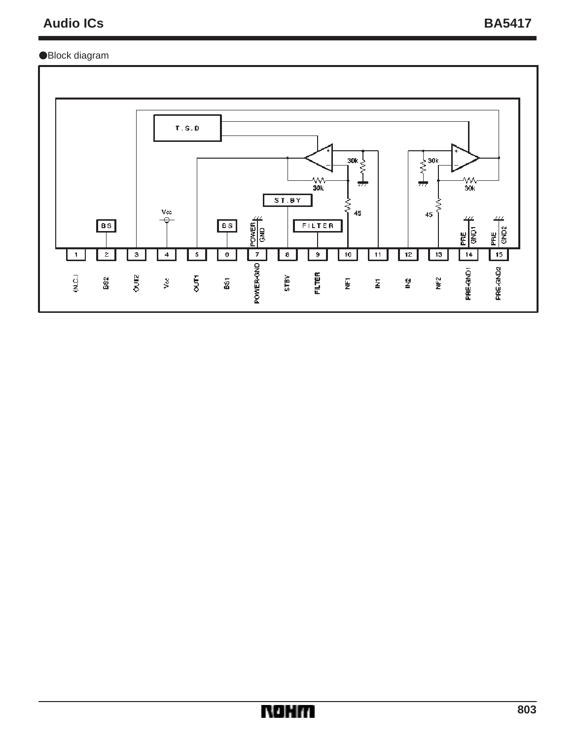●Block diagram

| Pin | 1 | 2 | 3 | 4 | 5 | 6 | 7 | 8 | 9 | 10 | 11 | 12 | 13 | 14 | 15 |
|---|---|---|---|---|---|---|---|---|---|---|---|---|---|---|---|
| Name | (N.C.) | BS2 | OUT2 | Vcc | OUT1 | BS1 | POWER-GND | STBY | FILTER | NF1 | IN1 | IN2 | NF2 | PRE-GND1 | PRE-GND2 |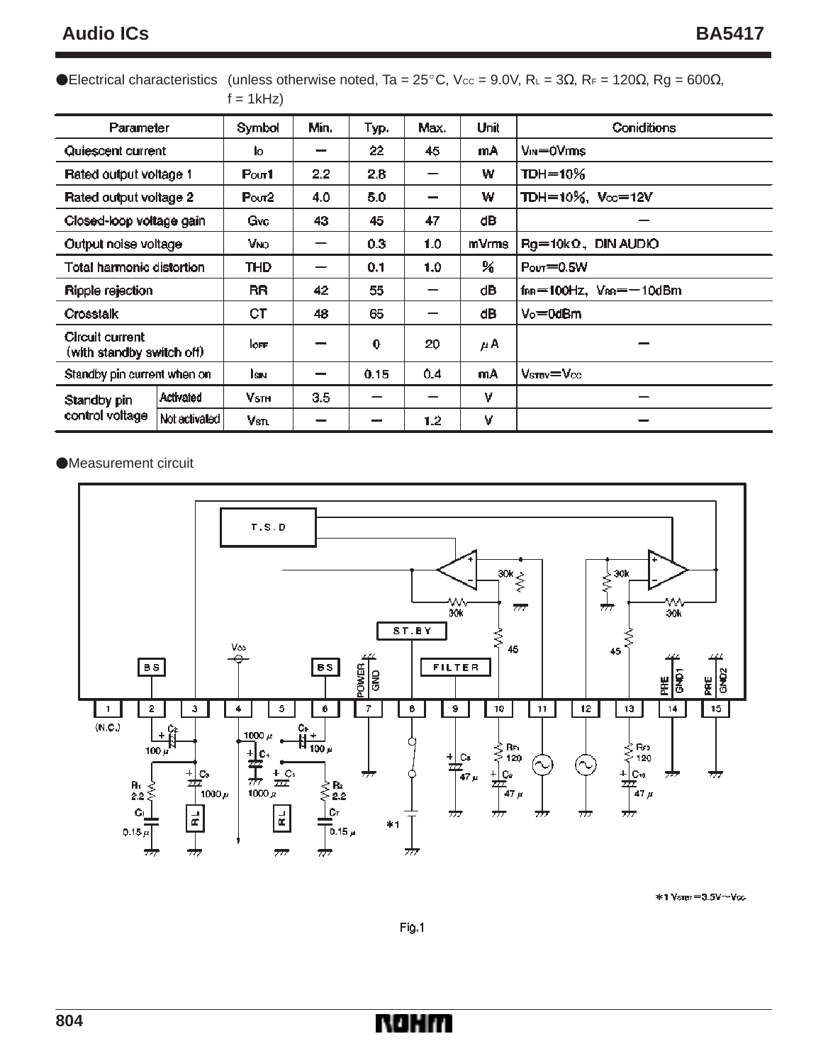● Electrical characteristics (unless otherwise noted, Ta = 25°C, $V_{CC}$ = 9.0V, $R_L$ = 3Ω, $R_F$ = 120Ω, Rg = 600Ω, f = 1kHz)

| Parameter | | Symbol | Min. | Typ. | Max. | Unit | Conditions |
|---|---|---|---|---|---|---|---|
| Quiescent current | | $I_Q$ | − | 22 | 45 | mA | $V_{IN}$=0Vrms |
| Rated output voltage 1 | | $P_{OUT}1$ | 2.2 | 2.8 | − | W | TDH=10% |
| Rated output voltage 2 | | $P_{OUT}2$ | 4.0 | 5.0 | − | W | TDH=10%, $V_{CC}$=12V |
| Closed-loop voltage gain | | $G_{VC}$ | 43 | 45 | 47 | dB | − |
| Output noise voltage | | $V_{NO}$ | − | 0.3 | 1.0 | mVrms | Rg=10kΩ, DIN AUDIO |
| Total harmonic distortion | | THD | − | 0.1 | 1.0 | % | $P_{OUT}$=0.5W |
| Ripple rejection | | RR | 42 | 55 | − | dB | $f_{RR}$=100Hz, $V_{RR}$=−10dBm |
| Crosstalk | | CT | 48 | 65 | − | dB | $V_O$=0dBm |
| Circuit current (with standby switch off) | | $I_{OFF}$ | − | 0 | 20 | μA | − |
| Standby pin current when on | | $I_{SIN}$ | − | 0.15 | 0.4 | mA | $V_{STBY}$=$V_{CC}$ |
| Standby pin control voltage | Activated | $V_{STH}$ | 3.5 | − | − | V | − |
| | Not activated | $V_{STL}$ | − | − | 1.2 | V | − |

● Measurement circuit

*1 $V_{STBY}$=3.5V～$V_{CC}$

Fig.1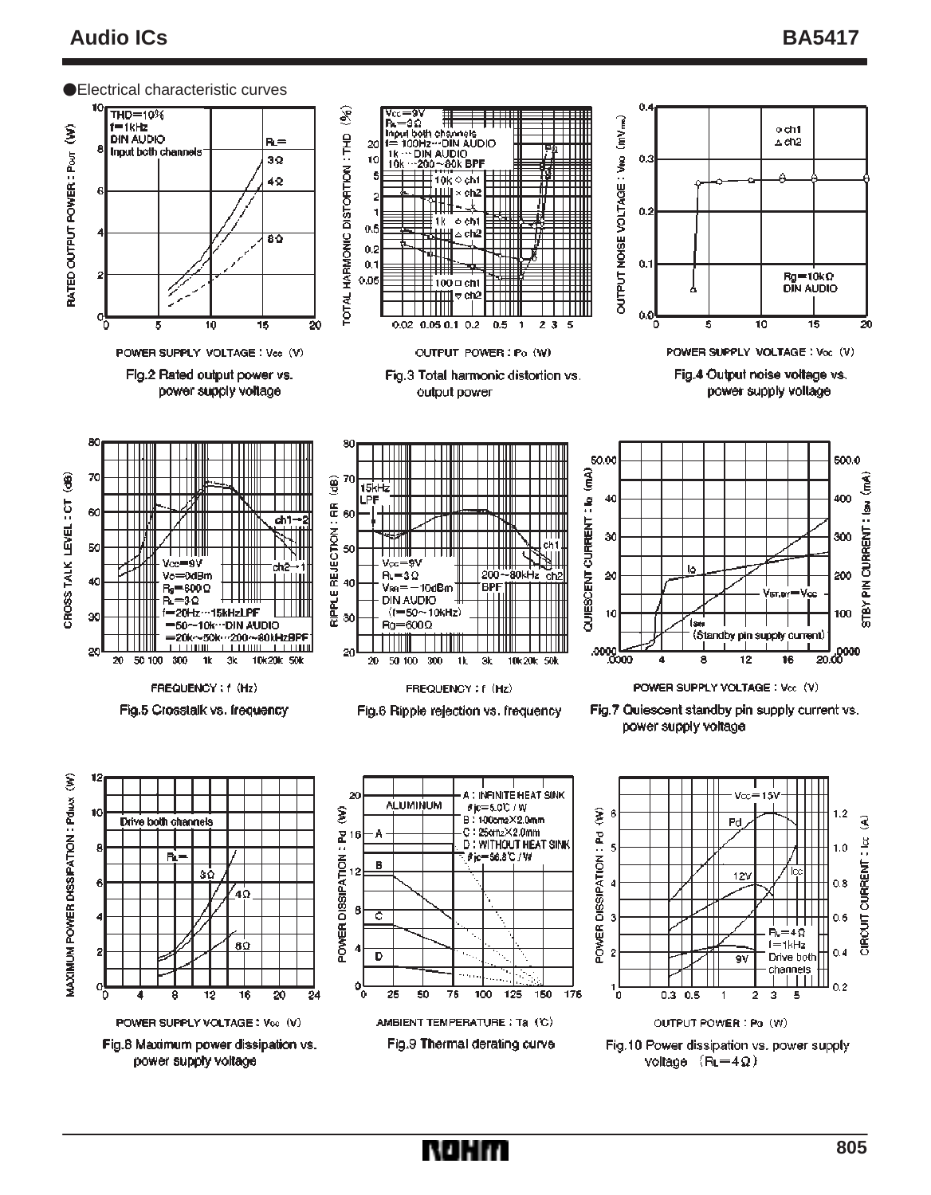●Electrical characteristic curves

Fig.2 Rated output power vs. power supply voltage

Fig.3 Total harmonic distortion vs. output power

Fig.4 Output noise voltage vs. power supply voltage

Fig.5 Crosstalk vs. frequency

Fig.6 Ripple rejection vs. frequency

Fig.7 Quiescent standby pin supply current vs. power supply voltage

Fig.8 Maximum power dissipation vs. power supply voltage

Fig.9 Thermal derating curve

Fig.10 Power dissipation vs. power supply voltage （$R_L$ = 4Ω）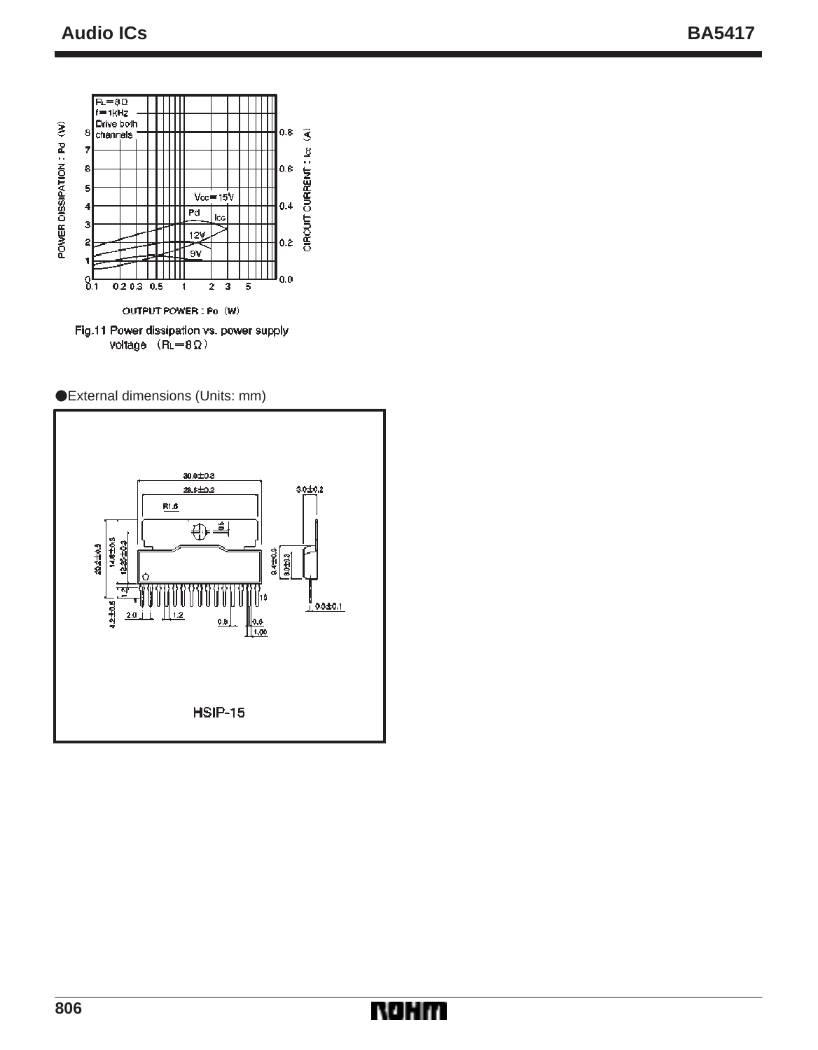RL = 8Ω
f = 1kHz
Drive both channels

POWER DISSIPATION : Pd (W)

CIRCUIT CURRENT : ICC (A)

VCC = 15V

Pd

ICC

12V

9V

0
1
2
3
4
5
6
7
8

0.0
0.2
0.4
0.6
0.8

0.1 0.2 0.3 0.5 1 2 3 5

OUTPUT POWER : Po (W)

Fig.11 Power dissipation vs. power supply voltage (RL = 8Ω)

● External dimensions (Units: mm)

30.0±0.3

28.5±0.2

R1.6

3.0±0.2

20.2±0.5

14.8±0.5

12.85±0.3

9.4±0.3

8.0±0.3

15

1.2

2.0

1.2

0.8

0.6

1.00

4.2±0.5

0.6±0.1

HSIP-15